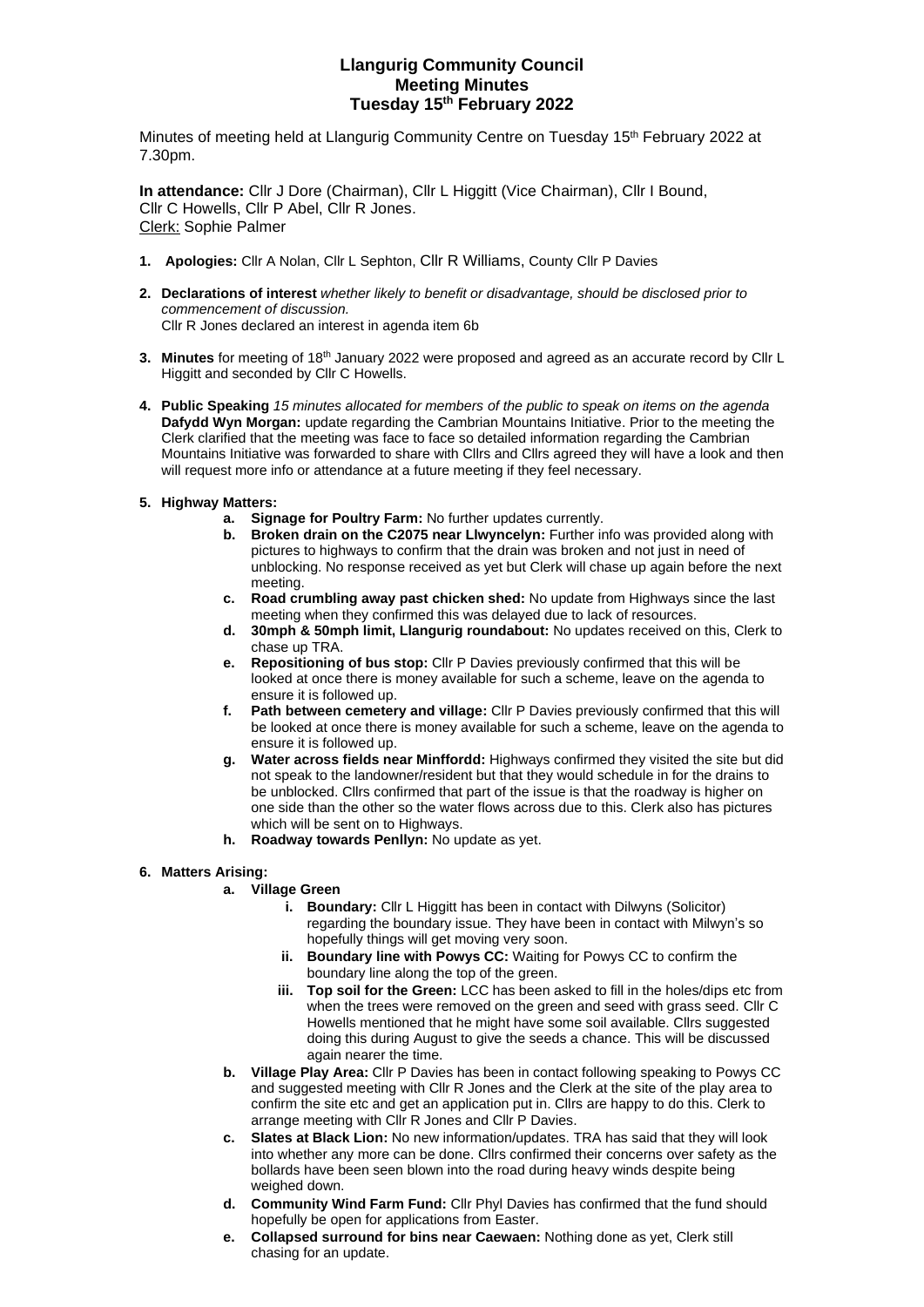# Llangurig Community Council
## Meeting Minutes
### Tuesday 15th February 2022

Minutes of meeting held at Llangurig Community Centre on Tuesday 15th February 2022 at 7.30pm.

**In attendance:** Cllr J Dore (Chairman), Cllr L Higgitt (Vice Chairman), Cllr I Bound, Cllr C Howells, Cllr P Abel, Cllr R Jones.
Clerk: Sophie Palmer

1. **Apologies:** Cllr A Nolan, Cllr L Sephton, Cllr R Williams, County Cllr P Davies

2. **Declarations of interest** *whether likely to benefit or disadvantage, should be disclosed prior to commencement of discussion.*
   Cllr R Jones declared an interest in agenda item 6b

3. **Minutes** for meeting of 18th January 2022 were proposed and agreed as an accurate record by Cllr L Higgitt and seconded by Cllr C Howells.

4. **Public Speaking** *15 minutes allocated for members of the public to speak on items on the agenda*
   **Dafydd Wyn Morgan:** update regarding the Cambrian Mountains Initiative. Prior to the meeting the Clerk clarified that the meeting was face to face so detailed information regarding the Cambrian Mountains Initiative was forwarded to share with Cllrs and Cllrs agreed they will have a look and then will request more info or attendance at a future meeting if they feel necessary.

5. **Highway Matters:**
   a. **Signage for Poultry Farm:** No further updates currently.
   b. **Broken drain on the C2075 near Llwyncelyn:** Further info was provided along with pictures to highways to confirm that the drain was broken and not just in need of unblocking. No response received as yet but Clerk will chase up again before the next meeting.
   c. **Road crumbling away past chicken shed:** No update from Highways since the last meeting when they confirmed this was delayed due to lack of resources.
   d. **30mph & 50mph limit, Llangurig roundabout:** No updates received on this, Clerk to chase up TRA.
   e. **Repositioning of bus stop:** Cllr P Davies previously confirmed that this will be looked at once there is money available for such a scheme, leave on the agenda to ensure it is followed up.
   f. **Path between cemetery and village:** Cllr P Davies previously confirmed that this will be looked at once there is money available for such a scheme, leave on the agenda to ensure it is followed up.
   g. **Water across fields near Minffordd:** Highways confirmed they visited the site but did not speak to the landowner/resident but that they would schedule in for the drains to be unblocked. Cllrs confirmed that part of the issue is that the roadway is higher on one side than the other so the water flows across due to this. Clerk also has pictures which will be sent on to Highways.
   h. **Roadway towards Penllyn:** No update as yet.

6. **Matters Arising:**
   a. **Village Green**
      i. **Boundary:** Cllr L Higgitt has been in contact with Dilwyns (Solicitor) regarding the boundary issue. They have been in contact with Milwyn's so hopefully things will get moving very soon.
      ii. **Boundary line with Powys CC:** Waiting for Powys CC to confirm the boundary line along the top of the green.
      iii. **Top soil for the Green:** LCC has been asked to fill in the holes/dips etc from when the trees were removed on the green and seed with grass seed. Cllr C Howells mentioned that he might have some soil available. Cllrs suggested doing this during August to give the seeds a chance. This will be discussed again nearer the time.
   b. **Village Play Area:** Cllr P Davies has been in contact following speaking to Powys CC and suggested meeting with Cllr R Jones and the Clerk at the site of the play area to confirm the site etc and get an application put in. Cllrs are happy to do this. Clerk to arrange meeting with Cllr R Jones and Cllr P Davies.
   c. **Slates at Black Lion:** No new information/updates. TRA has said that they will look into whether any more can be done. Cllrs confirmed their concerns over safety as the bollards have been seen blown into the road during heavy winds despite being weighed down.
   d. **Community Wind Farm Fund:** Cllr Phyl Davies has confirmed that the fund should hopefully be open for applications from Easter.
   e. **Collapsed surround for bins near Caewaen:** Nothing done as yet, Clerk still chasing for an update.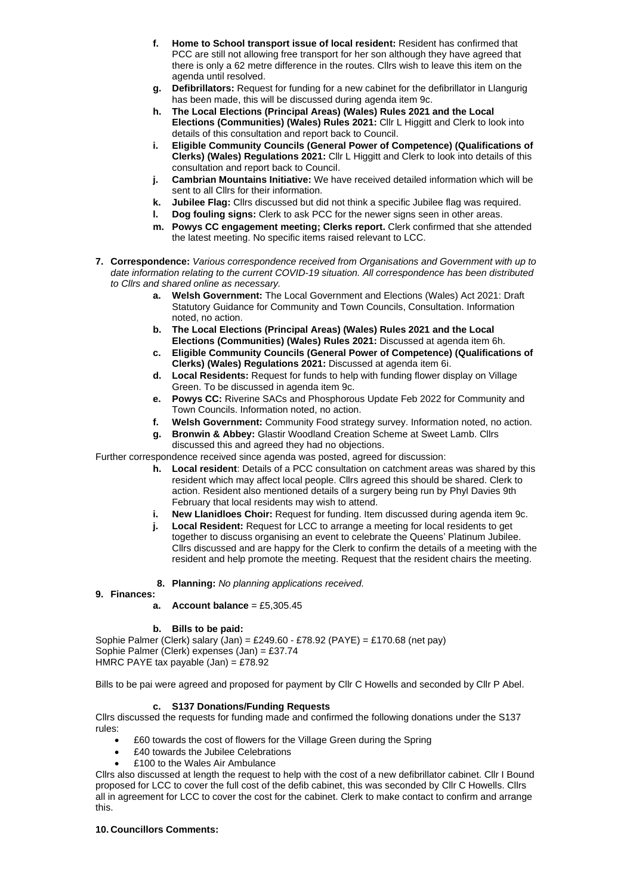- **f. Home to School transport issue of local resident:** Resident has confirmed that PCC are still not allowing free transport for her son although they have agreed that there is only a 62 metre difference in the routes. Cllrs wish to leave this item on the agenda until resolved.
- **g. Defibrillators:** Request for funding for a new cabinet for the defibrillator in Llangurig has been made, this will be discussed during agenda item 9c.
- **h. The Local Elections (Principal Areas) (Wales) Rules 2021 and the Local Elections (Communities) (Wales) Rules 2021:** Cllr L Higgitt and Clerk to look into details of this consultation and report back to Council.
- **i. Eligible Community Councils (General Power of Competence) (Qualifications of Clerks) (Wales) Regulations 2021:** Cllr L Higgitt and Clerk to look into details of this consultation and report back to Council.
- **j. Cambrian Mountains Initiative:** We have received detailed information which will be sent to all Cllrs for their information.
- **k. Jubilee Flag:** Cllrs discussed but did not think a specific Jubilee flag was required.
- **l. Dog fouling signs:** Clerk to ask PCC for the newer signs seen in other areas.
- **m. Powys CC engagement meeting; Clerks report.** Clerk confirmed that she attended the latest meeting. No specific items raised relevant to LCC.

**7. Correspondence:** *Various correspondence received from Organisations and Government with up to date information relating to the current COVID-19 situation. All correspondence has been distributed to Cllrs and shared online as necessary.*

- **a. Welsh Government:** The Local Government and Elections (Wales) Act 2021: Draft Statutory Guidance for Community and Town Councils, Consultation. Information noted, no action.
- **b. The Local Elections (Principal Areas) (Wales) Rules 2021 and the Local Elections (Communities) (Wales) Rules 2021:** Discussed at agenda item 6h.
- **c. Eligible Community Councils (General Power of Competence) (Qualifications of Clerks) (Wales) Regulations 2021:** Discussed at agenda item 6i.
- **d. Local Residents:** Request for funds to help with funding flower display on Village Green. To be discussed in agenda item 9c.
- **e. Powys CC:** Riverine SACs and Phosphorous Update Feb 2022 for Community and Town Councils. Information noted, no action.
- **f. Welsh Government:** Community Food strategy survey. Information noted, no action.
- **g. Bronwin & Abbey:** Glastir Woodland Creation Scheme at Sweet Lamb. Cllrs discussed this and agreed they had no objections.

Further correspondence received since agenda was posted, agreed for discussion:

- **h. Local resident**: Details of a PCC consultation on catchment areas was shared by this resident which may affect local people. Cllrs agreed this should be shared. Clerk to action. Resident also mentioned details of a surgery being run by Phyl Davies 9th February that local residents may wish to attend.
- **i. New Llanidloes Choir:** Request for funding. Item discussed during agenda item 9c.
- **j. Local Resident:** Request for LCC to arrange a meeting for local residents to get together to discuss organising an event to celebrate the Queens' Platinum Jubilee. Cllrs discussed and are happy for the Clerk to confirm the details of a meeting with the resident and help promote the meeting. Request that the resident chairs the meeting.

**8. Planning:** *No planning applications received.*

**9. Finances:**

**a. Account balance** = £5,305.45

**b. Bills to be paid:**

Sophie Palmer (Clerk) salary (Jan) = £249.60 - £78.92 (PAYE) = £170.68 (net pay)
Sophie Palmer (Clerk) expenses (Jan) = £37.74
HMRC PAYE tax payable (Jan) = £78.92

Bills to be pai were agreed and proposed for payment by Cllr C Howells and seconded by Cllr P Abel.

**c. S137 Donations/Funding Requests**

Cllrs discussed the requests for funding made and confirmed the following donations under the S137 rules:

- £60 towards the cost of flowers for the Village Green during the Spring
- £40 towards the Jubilee Celebrations
- £100 to the Wales Air Ambulance

Cllrs also discussed at length the request to help with the cost of a new defibrillator cabinet. Cllr I Bound proposed for LCC to cover the full cost of the defib cabinet, this was seconded by Cllr C Howells. Cllrs all in agreement for LCC to cover the cost for the cabinet. Clerk to make contact to confirm and arrange this.

**10. Councillors Comments:**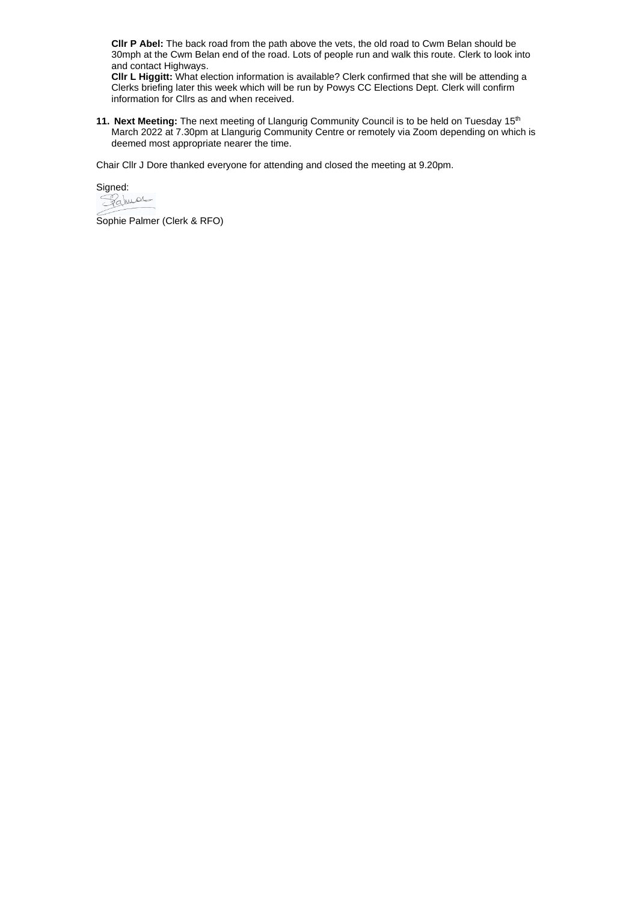**Cllr P Abel:** The back road from the path above the vets, the old road to Cwm Belan should be 30mph at the Cwm Belan end of the road. Lots of people run and walk this route. Clerk to look into and contact Highways.

**Cllr L Higgitt:** What election information is available? Clerk confirmed that she will be attending a Clerks briefing later this week which will be run by Powys CC Elections Dept. Clerk will confirm information for Cllrs as and when received.

**11. Next Meeting:** The next meeting of Llangurig Community Council is to be held on Tuesday 15th March 2022 at 7.30pm at Llangurig Community Centre or remotely via Zoom depending on which is deemed most appropriate nearer the time.

Chair Cllr J Dore thanked everyone for attending and closed the meeting at 9.20pm.

Signed:

Sophie Palmer (Clerk & RFO)